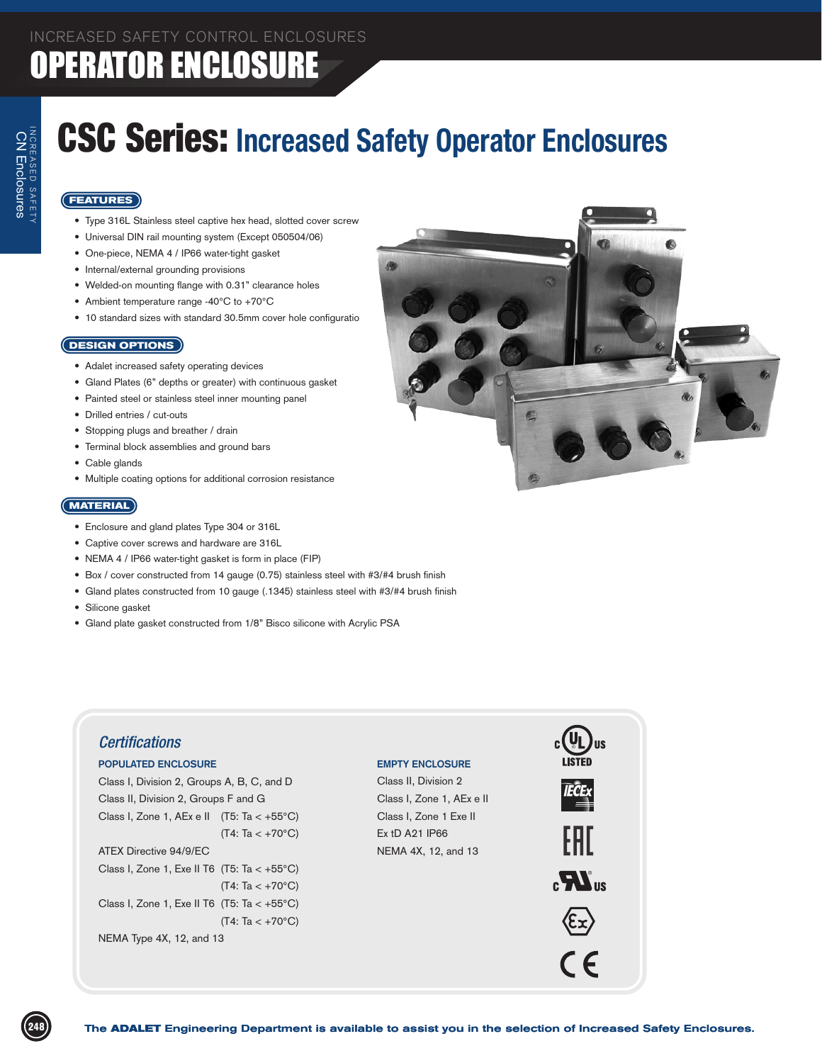INCREASED SAFETY CONTROL ENCLOSURES

# OPERATOR ENCLOSURE

## CSC Series: Increased Safety Operator Enclosures

### FEATURES

- Type 316L Stainless steel captive hex head, slotted cover screw
- Universal DIN rail mounting system (Except 050504/06)
- One-piece, NEMA 4 / IP66 water-tight gasket
- Internal/external grounding provisions
- Welded-on mounting flange with 0.31" clearance holes
- Ambient temperature range -40°C to +70°C
- 10 standard sizes with standard 30.5mm cover hole configuratio

### DESIGN OPTIONS

- Adalet increased safety operating devices
- Gland Plates (6" depths or greater) with continuous gasket
- Painted steel or stainless steel inner mounting panel
- Drilled entries / cut-outs
- Stopping plugs and breather / drain
- Terminal block assemblies and ground bars
- Cable glands
- Multiple coating options for additional corrosion resistance

### MATERIAL

- Enclosure and gland plates Type 304 or 316L
- Captive cover screws and hardware are 316L
- NEMA 4 / IP66 water-tight gasket is form in place (FIP)
- Box / cover constructed from 14 gauge (0.75) stainless steel with #3/#4 brush finish
- Gland plates constructed from 10 gauge (.1345) stainless steel with #3/#4 brush finish
- Silicone gasket
- Gland plate gasket constructed from 1/8" Bisco silicone with Acrylic PSA

### Certifications

**POPULATED ENCLOSURE**

Class I, Division 2, Groups A, B, C, and D
Class II, Division 2, Groups F and G
Class I, Zone 1, AEx e II (T5: Ta < +55°C)
(T4: Ta < +70°C)
ATEX Directive 94/9/EC
Class I, Zone 1, Exe II T6 (T5: Ta < +55°C)
(T4: Ta < +70°C)
Class I, Zone 1, Exe II T6 (T5: Ta < +55°C)
(T4: Ta < +70°C)
NEMA Type 4X, 12, and 13

**EMPTY ENCLOSURE**

Class II, Division 2
Class I, Zone 1, AEx e II
Class I, Zone 1 Exe II
Ex tD A21 IP66
NEMA 4X, 12, and 13

The **ADALET** Engineering Department is available to assist you in the selection of Increased Safety Enclosures.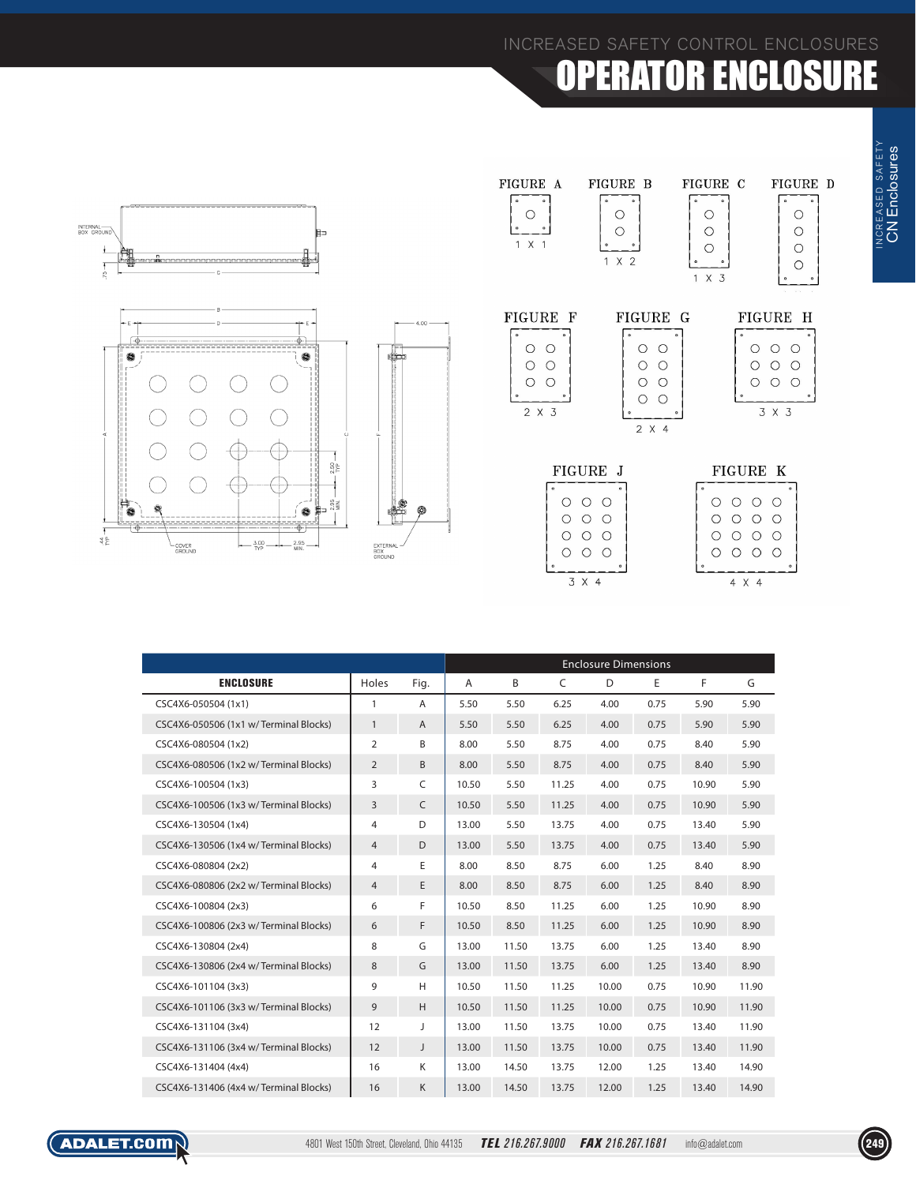# OPERATOR ENCLOSURE

INCREASED SAFETY CONTROL ENCLOSURES

FIGURE A
1 X 1

FIGURE B
1 X 2

FIGURE C
1 X 3

FIGURE D

FIGURE F
2 X 3

FIGURE G
2 X 4

FIGURE H
3 X 3

FIGURE J
3 X 4

FIGURE K
4 X 4

| ENCLOSURE | Holes | Fig. | Enclosure Dimensions | | | | | | |
|---|---|---|---|---|---|---|---|---|---|
| | | | A | B | C | D | E | F | G |
| CSC4X6-050504 (1x1) | 1 | A | 5.50 | 5.50 | 6.25 | 4.00 | 0.75 | 5.90 | 5.90 |
| CSC4X6-050506 (1x1 w/ Terminal Blocks) | 1 | A | 5.50 | 5.50 | 6.25 | 4.00 | 0.75 | 5.90 | 5.90 |
| CSC4X6-080504 (1x2) | 2 | B | 8.00 | 5.50 | 8.75 | 4.00 | 0.75 | 8.40 | 5.90 |
| CSC4X6-080506 (1x2 w/ Terminal Blocks) | 2 | B | 8.00 | 5.50 | 8.75 | 4.00 | 0.75 | 8.40 | 5.90 |
| CSC4X6-100504 (1x3) | 3 | C | 10.50 | 5.50 | 11.25 | 4.00 | 0.75 | 10.90 | 5.90 |
| CSC4X6-100506 (1x3 w/ Terminal Blocks) | 3 | C | 10.50 | 5.50 | 11.25 | 4.00 | 0.75 | 10.90 | 5.90 |
| CSC4X6-130504 (1x4) | 4 | D | 13.00 | 5.50 | 13.75 | 4.00 | 0.75 | 13.40 | 5.90 |
| CSC4X6-130506 (1x4 w/ Terminal Blocks) | 4 | D | 13.00 | 5.50 | 13.75 | 4.00 | 0.75 | 13.40 | 5.90 |
| CSC4X6-080804 (2x2) | 4 | E | 8.00 | 8.50 | 8.75 | 6.00 | 1.25 | 8.40 | 8.90 |
| CSC4X6-080806 (2x2 w/ Terminal Blocks) | 4 | E | 8.00 | 8.50 | 8.75 | 6.00 | 1.25 | 8.40 | 8.90 |
| CSC4X6-100804 (2x3) | 6 | F | 10.50 | 8.50 | 11.25 | 6.00 | 1.25 | 10.90 | 8.90 |
| CSC4X6-100806 (2x3 w/ Terminal Blocks) | 6 | F | 10.50 | 8.50 | 11.25 | 6.00 | 1.25 | 10.90 | 8.90 |
| CSC4X6-130804 (2x4) | 8 | G | 13.00 | 11.50 | 13.75 | 6.00 | 1.25 | 13.40 | 8.90 |
| CSC4X6-130806 (2x4 w/ Terminal Blocks) | 8 | G | 13.00 | 11.50 | 13.75 | 6.00 | 1.25 | 13.40 | 8.90 |
| CSC4X6-101104 (3x3) | 9 | H | 10.50 | 11.50 | 11.25 | 10.00 | 0.75 | 10.90 | 11.90 |
| CSC4X6-101106 (3x3 w/ Terminal Blocks) | 9 | H | 10.50 | 11.50 | 11.25 | 10.00 | 0.75 | 10.90 | 11.90 |
| CSC4X6-131104 (3x4) | 12 | J | 13.00 | 11.50 | 13.75 | 10.00 | 0.75 | 13.40 | 11.90 |
| CSC4X6-131106 (3x4 w/ Terminal Blocks) | 12 | J | 13.00 | 11.50 | 13.75 | 10.00 | 0.75 | 13.40 | 11.90 |
| CSC4X6-131404 (4x4) | 16 | K | 13.00 | 14.50 | 13.75 | 12.00 | 1.25 | 13.40 | 14.90 |
| CSC4X6-131406 (4x4 w/ Terminal Blocks) | 16 | K | 13.00 | 14.50 | 13.75 | 12.00 | 1.25 | 13.40 | 14.90 |

ADALET.COM 4801 West 150th Street, Cleveland, Ohio 44135 **TEL** 216.267.9000 **FAX** 216.267.1681 info@adalet.com